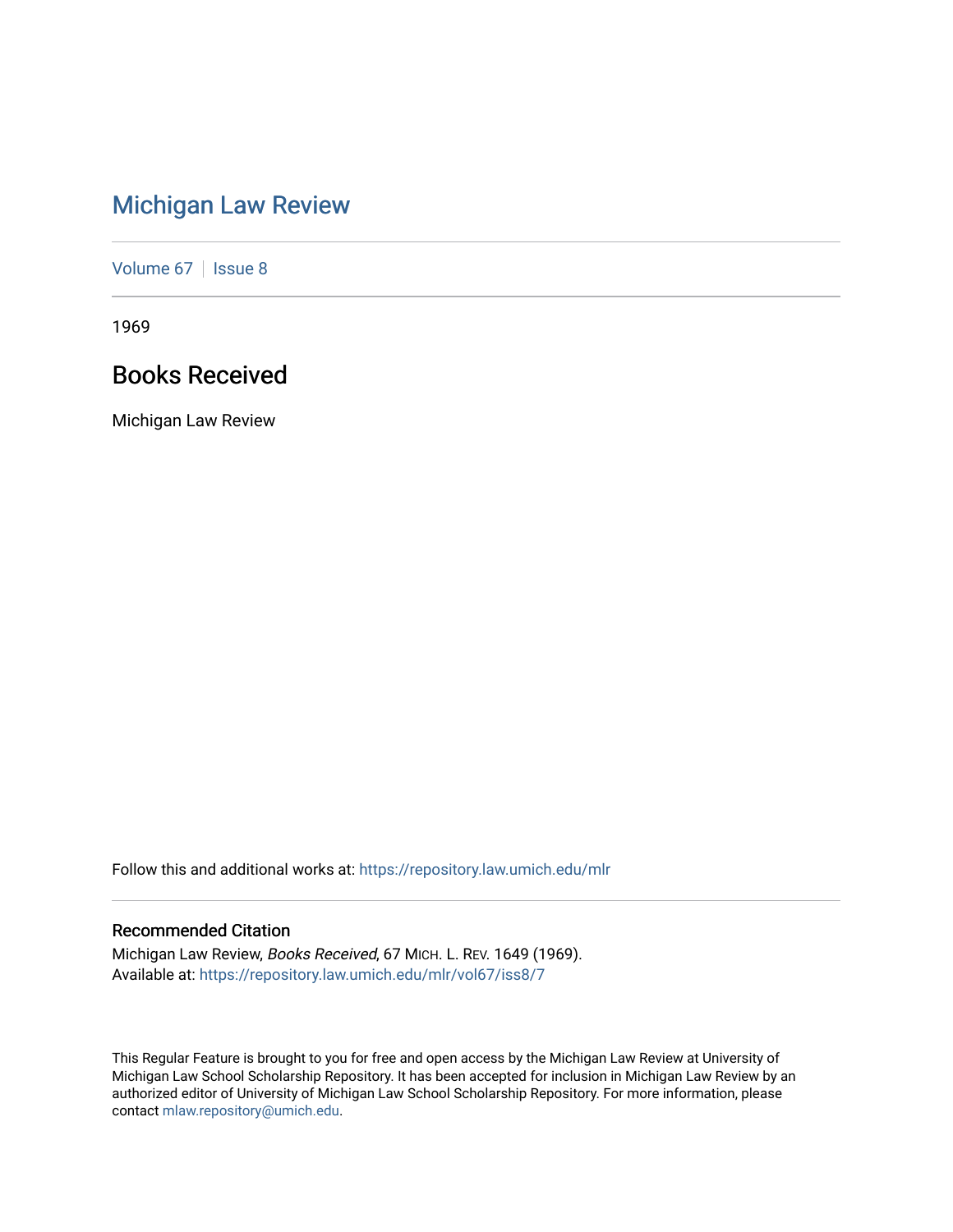# Michigan Law Review

Volume 67 | Issue 8

1969

## Books Received

Michigan Law Review

Follow this and additional works at: https://repository.law.umich.edu/mlr

### Recommended Citation

Michigan Law Review, *Books Received*, 67 MICH. L. REV. 1649 (1969).
Available at: https://repository.law.umich.edu/mlr/vol67/iss8/7

This Regular Feature is brought to you for free and open access by the Michigan Law Review at University of Michigan Law School Scholarship Repository. It has been accepted for inclusion in Michigan Law Review by an authorized editor of University of Michigan Law School Scholarship Repository. For more information, please contact mlaw.repository@umich.edu.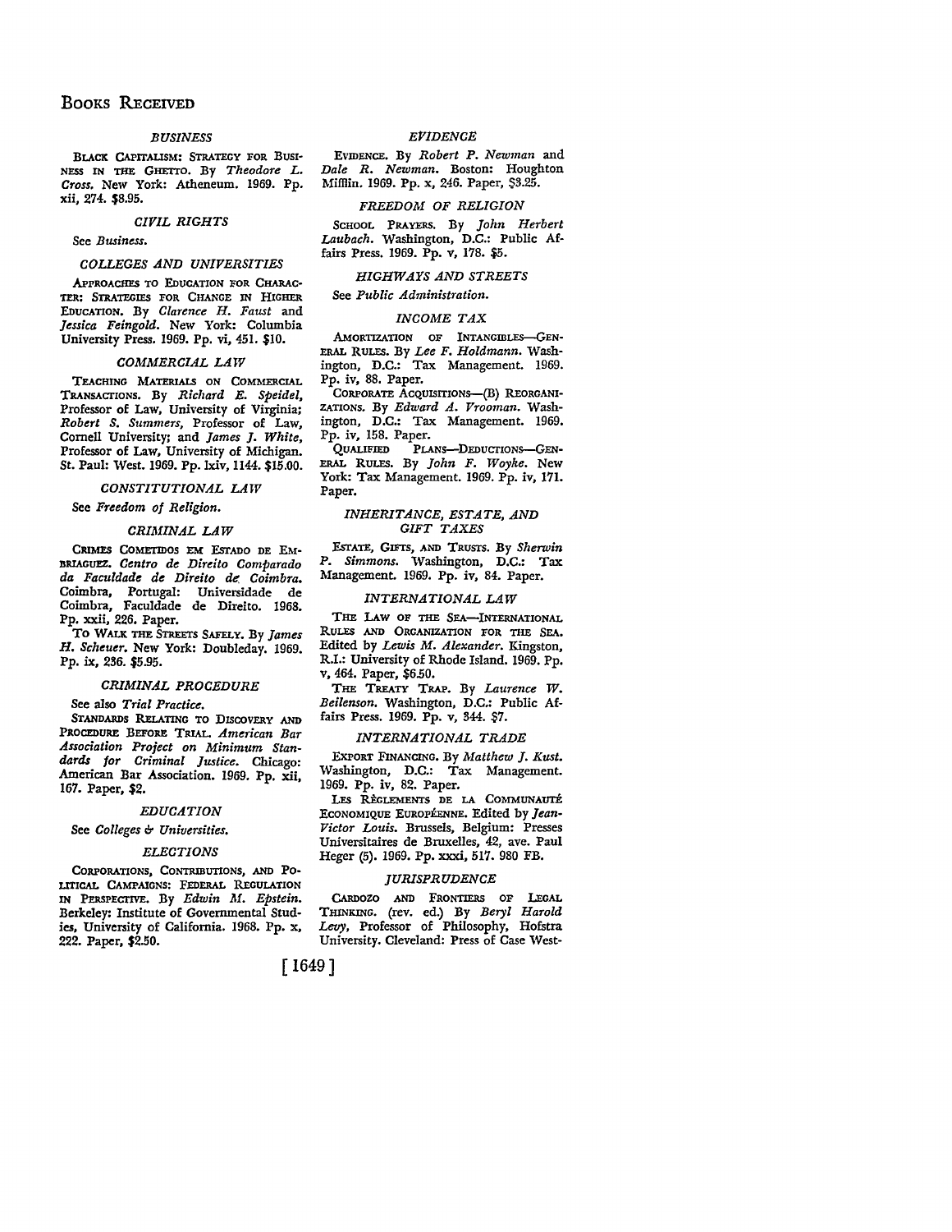# Books Received

### *BUSINESS*

BLACK CAPITALISM: STRATEGY FOR BUSINESS IN THE GHETTO. By *Theodore L. Cross.* New York: Atheneum. 1969. Pp. xii, 274. $8.95.

### *CIVIL RIGHTS*

See *Business.*

### *COLLEGES AND UNIVERSITIES*

APPROACHES TO EDUCATION FOR CHARACTER: STRATEGIES FOR CHANGE IN HIGHER EDUCATION. By *Clarence H. Faust* and *Jessica Feingold.* New York: Columbia University Press. 1969. Pp. vi, 451. $10.

### *COMMERCIAL LAW*

TEACHING MATERIALS ON COMMERCIAL TRANSACTIONS. By *Richard E. Speidel,* Professor of Law, University of Virginia; *Robert S. Summers,* Professor of Law, Cornell University; and *James J. White,* Professor of Law, University of Michigan. St. Paul: West. 1969. Pp. lxiv, 1144. $15.00.

### *CONSTITUTIONAL LAW*

See *Freedom of Religion.*

### *CRIMINAL LAW*

CRIMES COMETIDOS EM ESTADO DE EMBRIAGUEZ. *Centro de Direito Comparado da Faculdade de Direito de Coimbra.* Coimbra, Portugal: Universidade de Coimbra, Faculdade de Direito. 1968. Pp. xxii, 226. Paper.

TO WALK THE STREETS SAFELY. By *James H. Scheuer.* New York: Doubleday. 1969. Pp. ix, 236. $5.95.

### *CRIMINAL PROCEDURE*

See also *Trial Practice.*

STANDARDS RELATING TO DISCOVERY AND PROCEDURE BEFORE TRIAL. *American Bar Association Project on Minimum Standards for Criminal Justice.* Chicago: American Bar Association. 1969. Pp. xii, 167. Paper, $2.

### *EDUCATION*

See *Colleges & Universities.*

### *ELECTIONS*

CORPORATIONS, CONTRIBUTIONS, AND POLITICAL CAMPAIGNS: FEDERAL REGULATION IN PERSPECTIVE. By *Edwin M. Epstein.* Berkeley: Institute of Governmental Studies, University of California. 1968. Pp. x, 222. Paper, $2.50.

### *EVIDENCE*

EVIDENCE. By *Robert P. Newman* and *Dale R. Newman.* Boston: Houghton Mifflin. 1969. Pp. x, 246. Paper, $3.25.

### *FREEDOM OF RELIGION*

SCHOOL PRAYERS. By *John Herbert Laubach.* Washington, D.C.: Public Affairs Press. 1969. Pp. v, 178. $5.

### *HIGHWAYS AND STREETS*

See *Public Administration.*

### *INCOME TAX*

AMORTIZATION OF INTANGIBLES—GENERAL RULES. By *Lee F. Holdmann.* Washington, D.C.: Tax Management. 1969. Pp. iv, 88. Paper.

CORPORATE ACQUISITIONS—(B) REORGANIZATIONS. By *Edward A. Vrooman.* Washington, D.C.: Tax Management. 1969. Pp. iv, 158. Paper.

QUALIFIED PLANS—DEDUCTIONS—GENERAL RULES. By *John F. Woyke.* New York: Tax Management. 1969. Pp. iv, 171. Paper.

### *INHERITANCE, ESTATE, AND GIFT TAXES*

ESTATE, GIFTS, AND TRUSTS. By *Sherwin P. Simmons.* Washington, D.C.: Tax Management. 1969. Pp. iv, 84. Paper.

### *INTERNATIONAL LAW*

THE LAW OF THE SEA—INTERNATIONAL RULES AND ORGANIZATION FOR THE SEA. Edited by *Lewis M. Alexander.* Kingston, R.I.: University of Rhode Island. 1969. Pp. v, 464. Paper, $6.50.

THE TREATY TRAP. By *Laurence W. Beilenson.* Washington, D.C.: Public Affairs Press. 1969. Pp. v, 344. $7.

### *INTERNATIONAL TRADE*

EXPORT FINANCING. By *Matthew J. Kust.* Washington, D.C.: Tax Management. 1969. Pp. iv, 82. Paper.

LES RÈGLEMENTS DE LA COMMUNAUTÉ ECONOMIQUE EUROPÉENNE. Edited by *Jean-Victor Louis.* Brussels, Belgium: Presses Universitaires de Bruxelles, 42, ave. Paul Heger (5). 1969. Pp. xxxi, 517. 980 FB.

### *JURISPRUDENCE*

CARDOZO AND FRONTIERS OF LEGAL THINKING. (rev. ed.) By *Beryl Harold Levy,* Professor of Philosophy, Hofstra University. Cleveland: Press of Case West-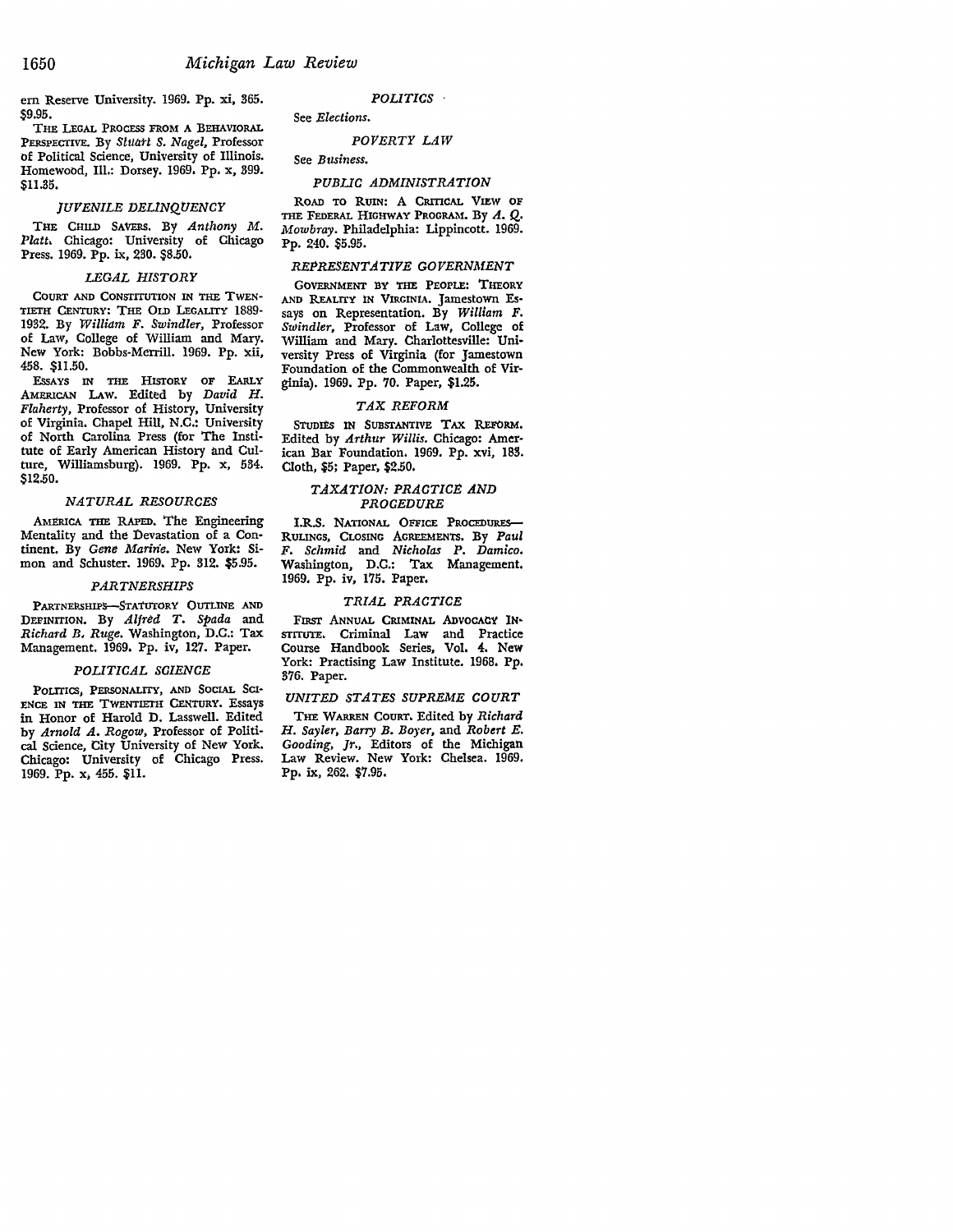ern Reserve University. 1969. Pp. xi, 365. $9.95.

THE LEGAL PROCESS FROM A BEHAVIORAL PERSPECTIVE. By *Stuart S. Nagel*, Professor of Political Science, University of Illinois. Homewood, Ill.: Dorsey. 1969. Pp. x, 399. $11.35.

### *JUVENILE DELINQUENCY*

THE CHILD SAVERS. By *Anthony M. Platt*. Chicago: University of Chicago Press. 1969. Pp. ix, 230. $8.50.

### *LEGAL HISTORY*

COURT AND CONSTITUTION IN THE TWENTIETH CENTURY: THE OLD LEGALITY 1889-1932. By *William F. Swindler*, Professor of Law, College of William and Mary. New York: Bobbs-Merrill. 1969. Pp. xii, 458. $11.50.

ESSAYS IN THE HISTORY OF EARLY AMERICAN LAW. Edited by *David H. Flaherty*, Professor of History, University of Virginia. Chapel Hill, N.C.: University of North Carolina Press (for The Institute of Early American History and Culture, Williamsburg). 1969. Pp. x, 534. $12.50.

### *NATURAL RESOURCES*

AMERICA THE RAPED. The Engineering Mentality and the Devastation of a Continent. By *Gene Marine*. New York: Simon and Schuster. 1969. Pp. 312. $5.95.

### *PARTNERSHIPS*

PARTNERSHIPS—STATUTORY OUTLINE AND DEFINITION. By *Alfred T. Spada* and *Richard B. Ruge*. Washington, D.C.: Tax Management. 1969. Pp. iv, 127. Paper.

### *POLITICAL SCIENCE*

POLITICS, PERSONALITY, AND SOCIAL SCIENCE IN THE TWENTIETH CENTURY. Essays in Honor of Harold D. Lasswell. Edited by *Arnold A. Rogow*, Professor of Political Science, City University of New York. Chicago: University of Chicago Press. 1969. Pp. x, 455. $11.

### *POLITICS*

See *Elections*.

### *POVERTY LAW*

See *Business*.

### *PUBLIC ADMINISTRATION*

ROAD TO RUIN: A CRITICAL VIEW OF THE FEDERAL HIGHWAY PROGRAM. By *A. Q. Mowbray*. Philadelphia: Lippincott. 1969. Pp. 240. $5.95.

### *REPRESENTATIVE GOVERNMENT*

GOVERNMENT BY THE PEOPLE: THEORY AND REALITY IN VIRGINIA. Jamestown Essays on Representation. By *William F. Swindler*, Professor of Law, College of William and Mary. Charlottesville: University Press of Virginia (for Jamestown Foundation of the Commonwealth of Virginia). 1969. Pp. 70. Paper, $1.25.

### *TAX REFORM*

STUDIES IN SUBSTANTIVE TAX REFORM. Edited by *Arthur Willis*. Chicago: American Bar Foundation. 1969. Pp. xvi, 183. Cloth, $5; Paper, $2.50.

### *TAXATION: PRACTICE AND PROCEDURE*

I.R.S. NATIONAL OFFICE PROCEDURES—RULINGS, CLOSING AGREEMENTS. By *Paul F. Schmid* and *Nicholas P. Damico*. Washington, D.C.: Tax Management. 1969. Pp. iv, 175. Paper.

### *TRIAL PRACTICE*

FIRST ANNUAL CRIMINAL ADVOCACY INSTITUTE. Criminal Law and Practice Course Handbook Series, Vol. 4. New York: Practising Law Institute. 1968. Pp. 376. Paper.

### *UNITED STATES SUPREME COURT*

THE WARREN COURT. Edited by *Richard H. Sayler*, *Barry B. Boyer*, and *Robert E. Gooding, Jr.*, Editors of the Michigan Law Review. New York: Chelsea. 1969. Pp. ix, 262. $7.95.